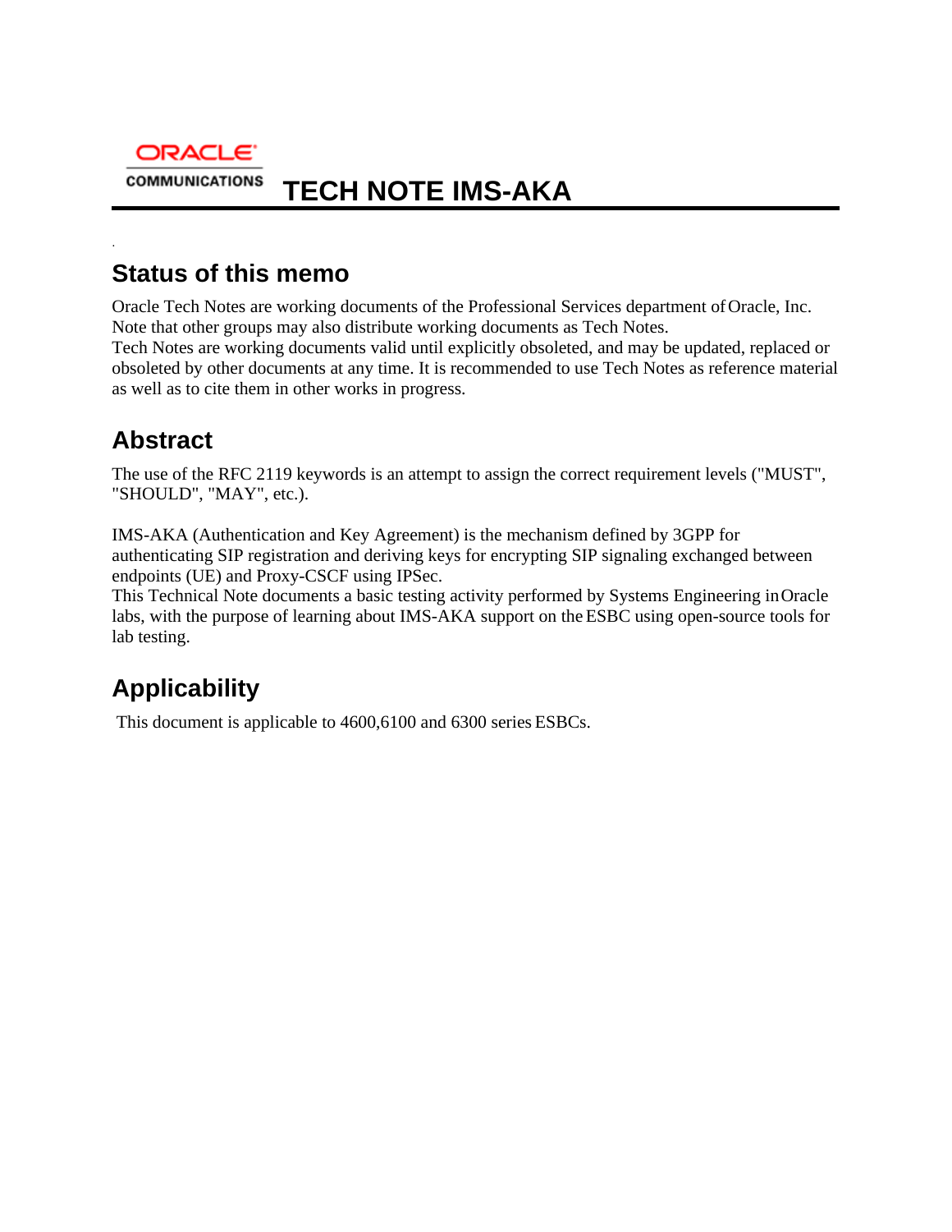ORACLE
COMMUNICATIONS

# TECH NOTE IMS-AKA

## Status of this memo

Oracle Tech Notes are working documents of the Professional Services department of Oracle, Inc. Note that other groups may also distribute working documents as Tech Notes.
Tech Notes are working documents valid until explicitly obsoleted, and may be updated, replaced or obsoleted by other documents at any time. It is recommended to use Tech Notes as reference material as well as to cite them in other works in progress.

## Abstract

The use of the RFC 2119 keywords is an attempt to assign the correct requirement levels ("MUST", "SHOULD", "MAY", etc.).

IMS-AKA (Authentication and Key Agreement) is the mechanism defined by 3GPP for authenticating SIP registration and deriving keys for encrypting SIP signaling exchanged between endpoints (UE) and Proxy-CSCF using IPSec.
This Technical Note documents a basic testing activity performed by Systems Engineering in Oracle labs, with the purpose of learning about IMS-AKA support on the ESBC using open-source tools for lab testing.

## Applicability

This document is applicable to 4600,6100 and 6300 series ESBCs.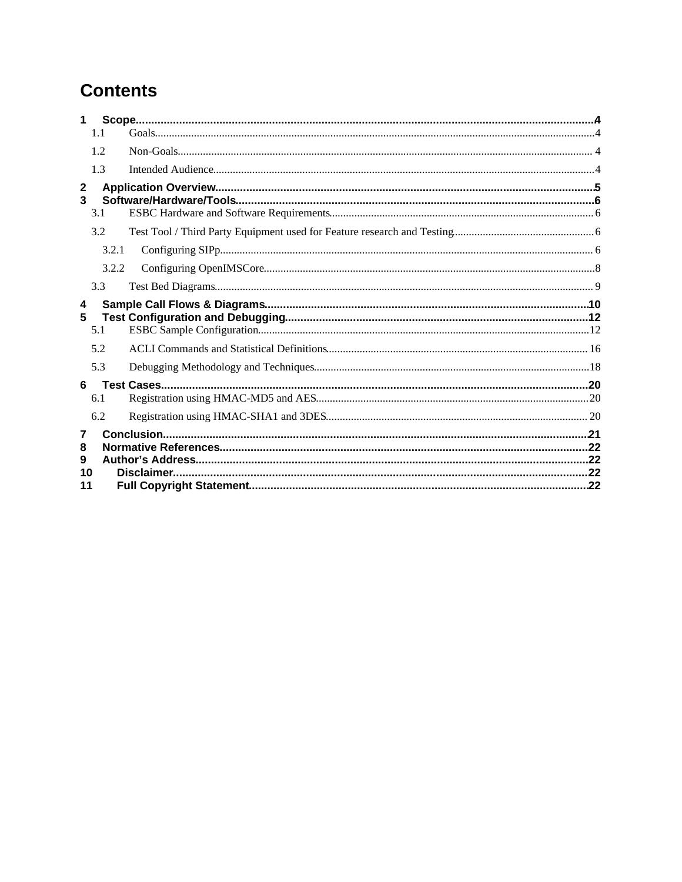# Contents

- **1 Scope** ..... 4
  - 1.1 Goals ..... 4
  - 1.2 Non-Goals ..... 4
  - 1.3 Intended Audience ..... 4
- **2 Application Overview** ..... 5
- **3 Software/Hardware/Tools** ..... 6
  - 3.1 ESBC Hardware and Software Requirements ..... 6
  - 3.2 Test Tool / Third Party Equipment used for Feature research and Testing ..... 6
    - 3.2.1 Configuring SIPp ..... 6
    - 3.2.2 Configuring OpenIMSCore ..... 8
  - 3.3 Test Bed Diagrams ..... 9
- **4 Sample Call Flows & Diagrams** ..... 10
- **5 Test Configuration and Debugging** ..... 12
  - 5.1 ESBC Sample Configuration ..... 12
  - 5.2 ACLI Commands and Statistical Definitions ..... 16
  - 5.3 Debugging Methodology and Techniques ..... 18
- **6 Test Cases** ..... 20
  - 6.1 Registration using HMAC-MD5 and AES ..... 20
  - 6.2 Registration using HMAC-SHA1 and 3DES ..... 20
- **7 Conclusion** ..... 21
- **8 Normative References** ..... 22
- **9 Author's Address** ..... 22
- **10 Disclaimer** ..... 22
- **11 Full Copyright Statement** ..... 22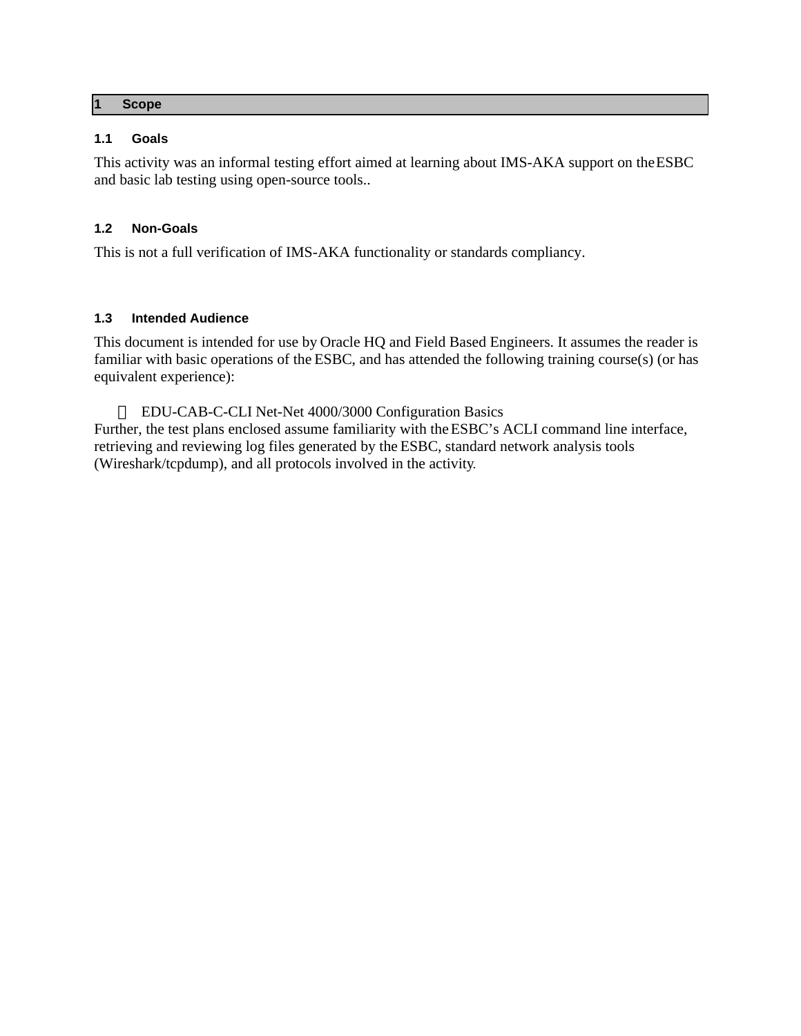# 1 Scope

## 1.1 Goals

This activity was an informal testing effort aimed at learning about IMS-AKA support on the ESBC and basic lab testing using open-source tools..

## 1.2 Non-Goals

This is not a full verification of IMS-AKA functionality or standards compliancy.

## 1.3 Intended Audience

This document is intended for use by Oracle HQ and Field Based Engineers. It assumes the reader is familiar with basic operations of the ESBC, and has attended the following training course(s) (or has equivalent experience):

- EDU-CAB-C-CLI Net-Net 4000/3000 Configuration Basics

Further, the test plans enclosed assume familiarity with the ESBC’s ACLI command line interface, retrieving and reviewing log files generated by the ESBC, standard network analysis tools (Wireshark/tcpdump), and all protocols involved in the activity.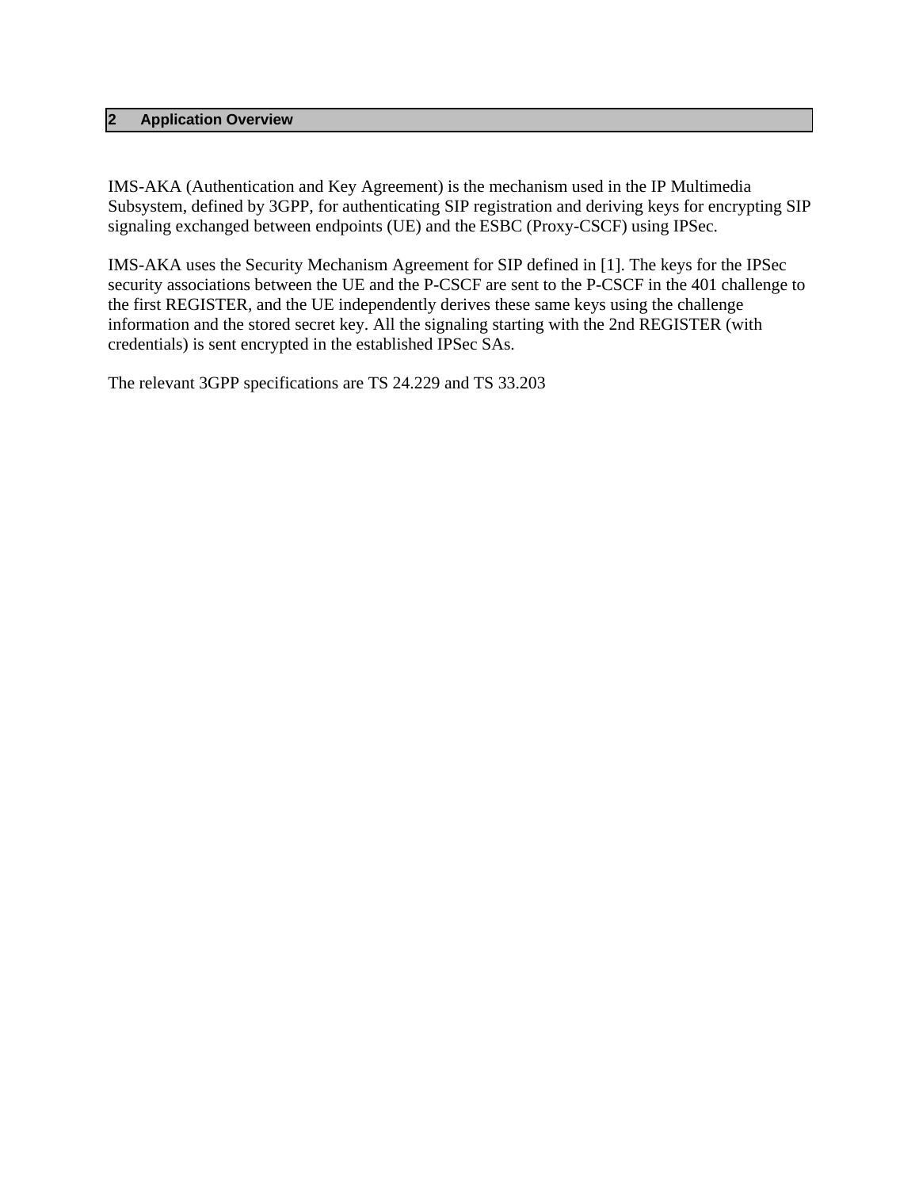## 2 Application Overview

IMS-AKA (Authentication and Key Agreement) is the mechanism used in the IP Multimedia Subsystem, defined by 3GPP, for authenticating SIP registration and deriving keys for encrypting SIP signaling exchanged between endpoints (UE) and the ESBC (Proxy-CSCF) using IPSec.

IMS-AKA uses the Security Mechanism Agreement for SIP defined in [1]. The keys for the IPSec security associations between the UE and the P-CSCF are sent to the P-CSCF in the 401 challenge to the first REGISTER, and the UE independently derives these same keys using the challenge information and the stored secret key. All the signaling starting with the 2nd REGISTER (with credentials) is sent encrypted in the established IPSec SAs.

The relevant 3GPP specifications are TS 24.229 and TS 33.203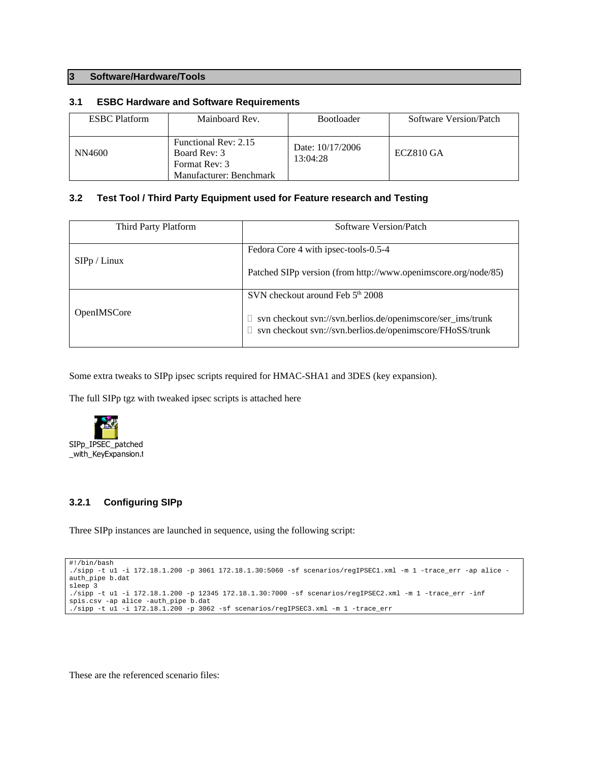# 3 Software/Hardware/Tools

## 3.1 ESBC Hardware and Software Requirements

| ESBC Platform | Mainboard Rev. | Bootloader | Software Version/Patch |
|---|---|---|---|
| NN4600 | Functional Rev: 2.15<br>Board Rev: 3<br>Format Rev: 3<br>Manufacturer: Benchmark | Date: 10/17/2006 13:04:28 | ECZ810 GA |

## 3.2 Test Tool / Third Party Equipment used for Feature research and Testing

| Third Party Platform | Software Version/Patch |
|---|---|
| SIPp / Linux | Fedora Core 4 with ipsec-tools-0.5-4<br><br>Patched SIPp version (from http://www.openimscore.org/node/85) |
| OpenIMSCore | SVN checkout around Feb 5th 2008<br><br>- svn checkout svn://svn.berlios.de/openimscore/ser_ims/trunk<br>- svn checkout svn://svn.berlios.de/openimscore/FHoSS/trunk |

Some extra tweaks to SIPp ipsec scripts required for HMAC-SHA1 and 3DES (key expansion).

The full SIPp tgz with tweaked ipsec scripts is attached here

SIPp_IPSEC_patched_with_KeyExpansion.t

### 3.2.1 Configuring SIPp

Three SIPp instances are launched in sequence, using the following script:

```
#!/bin/bash
./sipp -t u1 -i 172.18.1.200 -p 3061 172.18.1.30:5060 -sf scenarios/regIPSEC1.xml -m 1 -trace_err -ap alice -auth_pipe b.dat
sleep 3
./sipp -t u1 -i 172.18.1.200 -p 12345 172.18.1.30:7000 -sf scenarios/regIPSEC2.xml -m 1 -trace_err -inf spis.csv -ap alice -auth_pipe b.dat
./sipp -t u1 -i 172.18.1.200 -p 3062 -sf scenarios/regIPSEC3.xml -m 1 -trace_err
```

These are the referenced scenario files: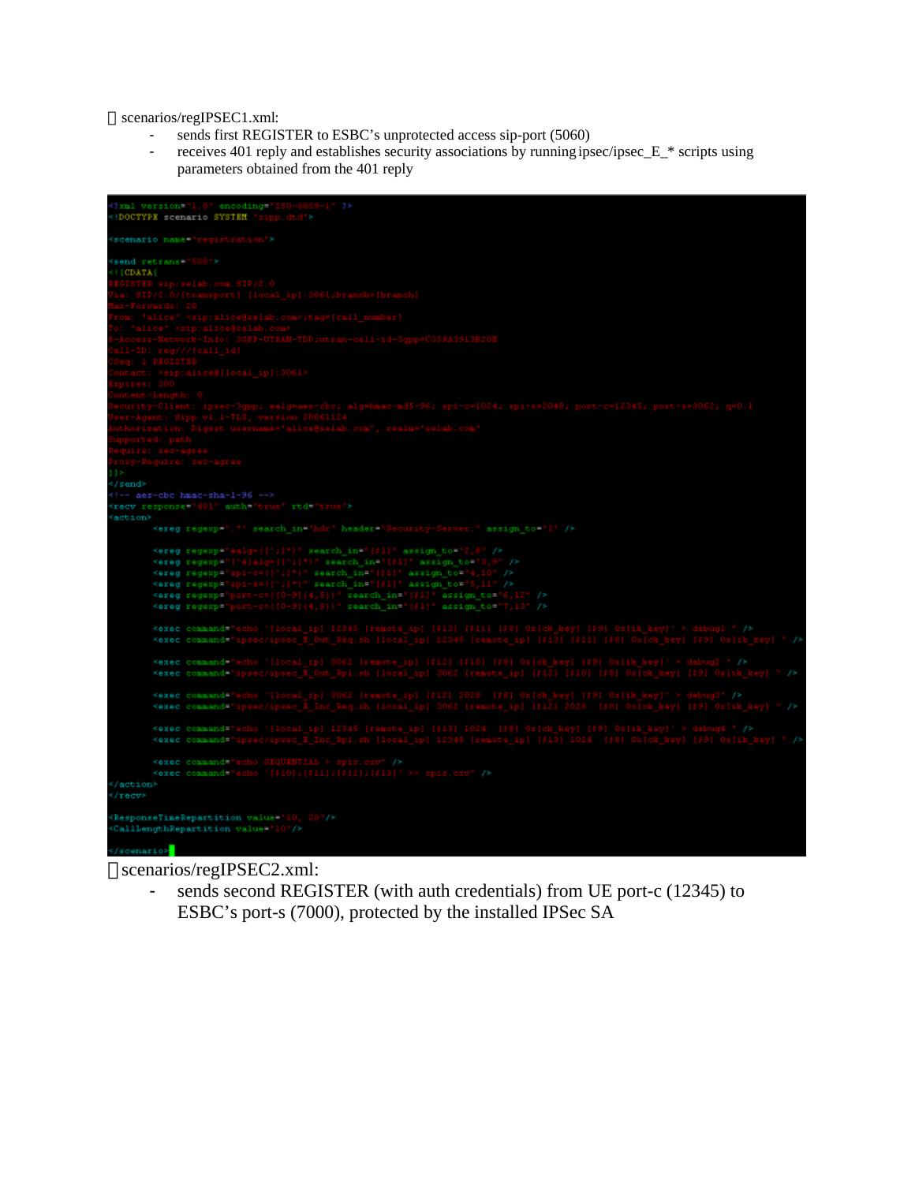scenarios/regIPSEC1.xml:

- sends first REGISTER to ESBC's unprotected access sip-port (5060)
- receives 401 reply and establishes security associations by running ipsec/ipsec_E_* scripts using parameters obtained from the 401 reply

```
<?xml version="1.0" encoding="ISO-8859-1" ?>
<!DOCTYPE scenario SYSTEM "sipp.dtd">

<scenario name="registration">

<send retrans="500">
<![CDATA[
REGISTER sip:selab.com SIP/2.0
Via: SIP/2.0/[transport] [local_ip]:3061;branch=[branch]
Max-Forwards: 20
From: "alice" <sip:alice@selab.com>;tag=[call_number]
To: "alice" <sip:alice@selab.com>
P-Access-Network-Info: 3GPP-UTRAN-TDD;utran-cell-id-3gpp=C359A3913B20E
Call-ID: reg///[call_id]
CSeq: 1 REGISTER
Contact: <sip:alice@[local_ip]:3061>
Expires: 300
Content-Length: 0
Security-Client: ipsec-3gpp; ealg=aes-cbc; alg=hmac-md5-96; spi-c=1024; spi-s=2048; port-c=12345; port-s=3062; q=0.1
User-Agent: Sipp v1.1-TLS, version 20061124
Authorization: Digest username="alice@selab.com", realm="selab.com"
Supported: path
Require: sec-agree
Proxy-Require: sec-agree
]]>
</send>
<!-- aes-cbc hmac-sha-1-96 -->
<recv response="401" auth="true" rtd="true">
<action>
        <ereg regexp=".*" search_in="hdr" header="Security-Server:" assign_to="1" />

        <ereg regexp="ealg=([^;]*)" search_in="[$1]" assign_to="2,8" />
        <ereg regexp="[^e]alg=([^;]*)" search_in="[$1]" assign_to="3,9" />
        <ereg regexp="spi-c=([^;]*)" search_in="[$1]" assign_to="4,10" />
        <ereg regexp="spi-s=([^;]*)" search_in="[$1]" assign_to="5,11" />
        <ereg regexp="port-c=([0-9]{4,5})" search_in="[$1]" assign_to="6,12" />
        <ereg regexp="port-s=([0-9]{4,5})" search_in="[$1]" assign_to="7,13" />

        <exec command="echo '[local_ip] 12345 [remote_ip] [$13] [$11] [$8] 0x[ck_key] [$9] 0x[ik_key]' > debug1 " />
        <exec command="ipsec/ipsec_E_Out_Req.sh [local_ip] 12345 [remote_ip] [$13] [$11] [$8] 0x[ck_key] [$9] 0x[ik_key] " />

        <exec command="echo '[local_ip] 3062 [remote_ip] [$12] [$10] [$8] 0x[ck_key] [$9] 0x[ik_key]' > debug2 " />
        <exec command="ipsec/ipsec_E_Out_Rpl.sh [local_ip] 3062 [remote_ip] [$12] [$10] [$8] 0x[ck_key] [$9] 0x[ik_key] " />

        <exec command="echo '[local_ip] 3062 [remote_ip] [$12] 2048  [$8] 0x[ck_key] [$9] 0x[ik_key]' > debug3" />
        <exec command="ipsec/ipsec_E_Inc_Req.sh [local_ip] 3062 [remote_ip] [$12] 2048  [$8] 0x[ck_key] [$9] 0x[ik_key] " />

        <exec command="echo '[local_ip] 12345 [remote_ip] [$13] 1024  [$8] 0x[ck_key] [$9] 0x[ik_key]' > debug4 " />
        <exec command="ipsec/ipsec_E_Inc_Rpl.sh [local_ip] 12345 [remote_ip] [$13] 1024  [$8] 0x[ck_key] [$9] 0x[ik_key] " />

        <exec command="echo SEQUENTIAL > spis.csv" />
        <exec command="echo '[$10];[$11];[$12];[$13]' >> spis.csv" />
</action>
</recv>

<ResponseTimeRepartition value="10, 20"/>
<CallLengthRepartition value="10"/>

</scenario>
```

scenarios/regIPSEC2.xml:

- sends second REGISTER (with auth credentials) from UE port-c (12345) to ESBC's port-s (7000), protected by the installed IPSec SA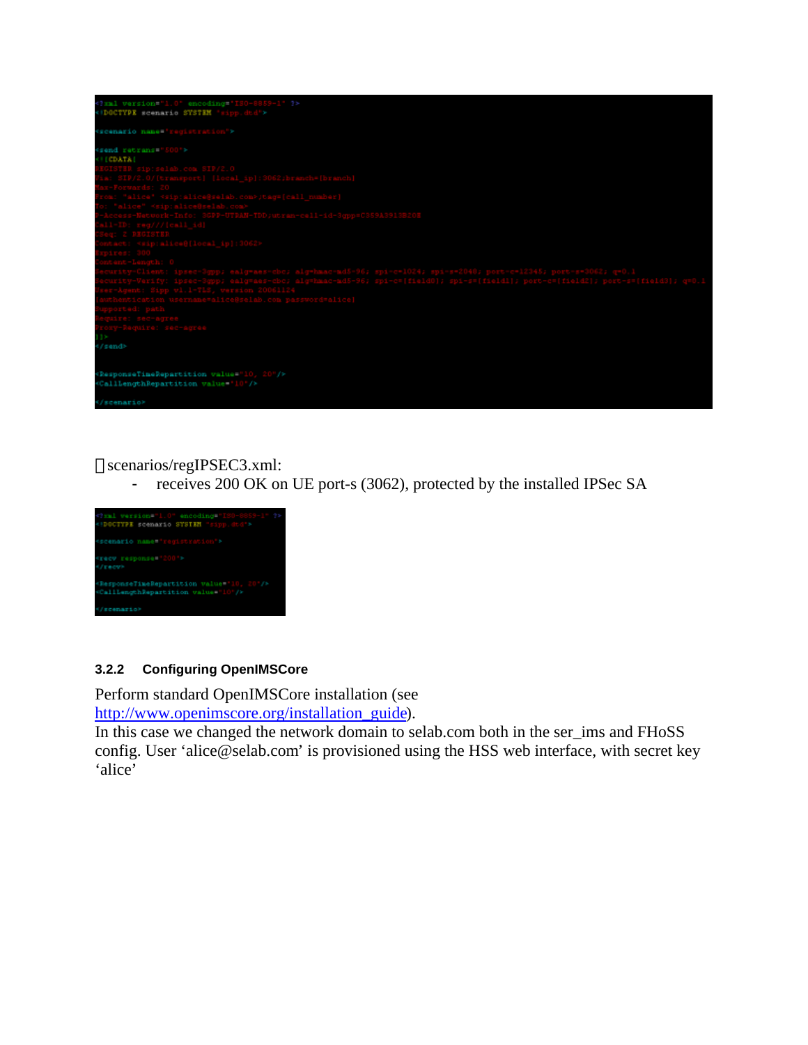```
<?xml version="1.0" encoding="ISO-8859-1" ?>
<!DOCTYPE scenario SYSTEM "sipp.dtd">

<scenario name="registration">

<send retrans="500">
<![CDATA[
REGISTER sip:selab.com SIP/2.0
Via: SIP/2.0/[transport] [local_ip]:3062;branch=[branch]
Max-Forwards: 20
From: "alice" <sip:alice@selab.com>;tag=[call_number]
To: "alice" <sip:alice@selab.com>
P-Access-Network-Info: 3GPP-UTRAN-TDD;utran-cell-id-3gpp=C359A3913B20E
Call-ID: reg///[call_id]
CSeq: 2 REGISTER
Contact: <sip:alice@[local_ip]:3062>
Expires: 300
Content-Length: 0
Security-Client: ipsec-3gpp; ealg=aes-cbc; alg=hmac-md5-96; spi-c=1024; spi-s=2048; port-c=12345; port-s=3062; q=0.1
Security-Verify: ipsec-3gpp; ealg=aes-cbc; alg=hmac-md5-96; spi-c=[field0]; spi-s=[field1]; port-c=[field2]; port-s=[field3]; q=0.1
User-Agent: Sipp v1.1-TLS, version 20061124
[authentication username=alice@selab.com password=alice]
Supported: path
Require: sec-agree
Proxy-Require: sec-agree
]]>
</send>


<ResponseTimeRepartition value="10, 20"/>
<CallLengthRepartition value="10"/>

</scenario>
```

scenarios/regIPSEC3.xml:

- receives 200 OK on UE port-s (3062), protected by the installed IPSec SA

```
<?xml version="1.0" encoding="ISO-8859-1" ?>
<!DOCTYPE scenario SYSTEM "sipp.dtd">

<scenario name="registration">

<recv response="200">
</recv>

<ResponseTimeRepartition value="10, 20"/>
<CallLengthRepartition value="10"/>

</scenario>
```

### 3.2.2 Configuring OpenIMSCore

Perform standard OpenIMSCore installation (see http://www.openimscore.org/installation_guide).
In this case we changed the network domain to selab.com both in the ser_ims and FHoSS config. User 'alice@selab.com' is provisioned using the HSS web interface, with secret key 'alice'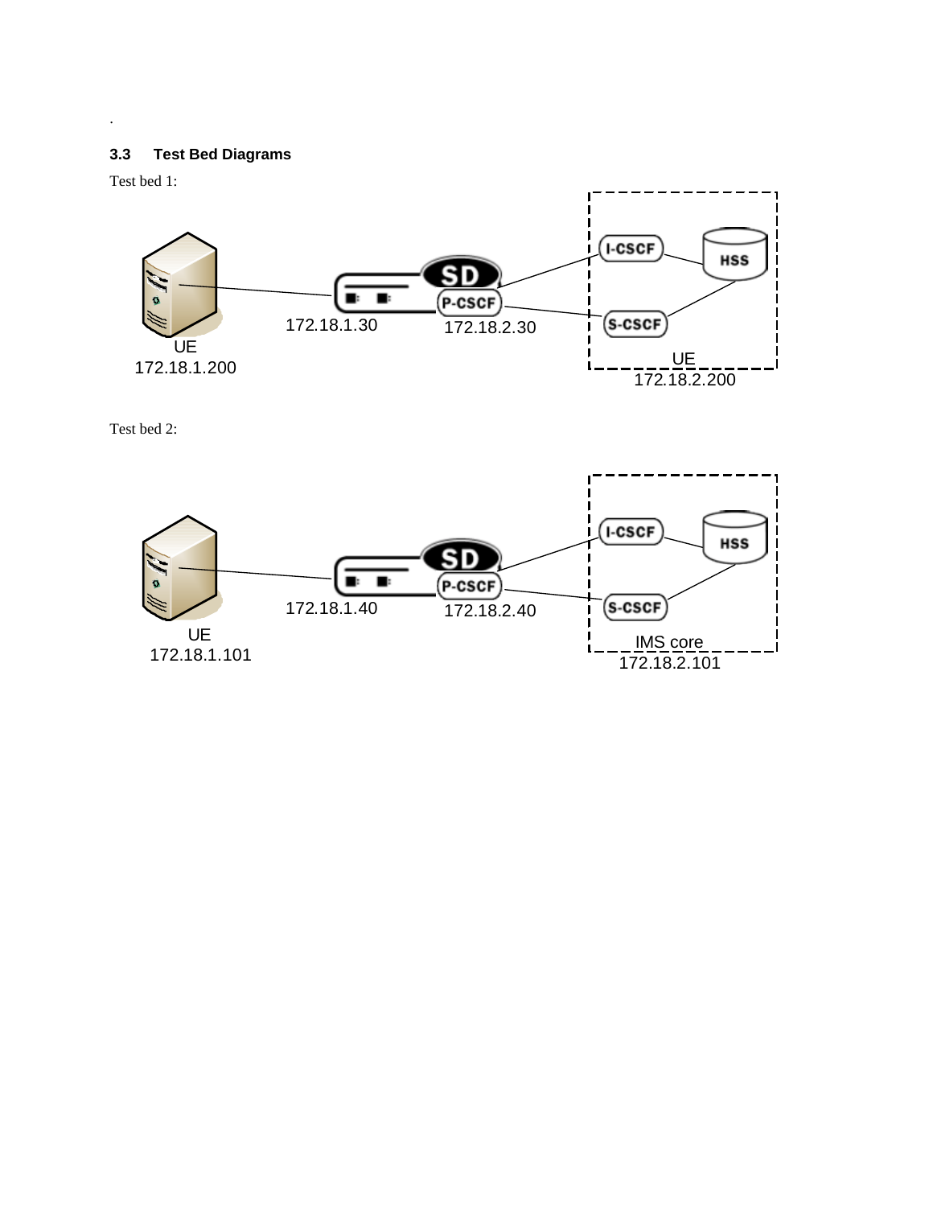.

### 3.3 Test Bed Diagrams

Test bed 1:

UE
172.18.1.200

172.18.1.30

SD

P-CSCF

172.18.2.30

I-CSCF

HSS

S-CSCF

UE
172.18.2.200

Test bed 2:

UE
172.18.1.101

172.18.1.40

SD

P-CSCF

172.18.2.40

I-CSCF

HSS

S-CSCF

IMS core
172.18.2.101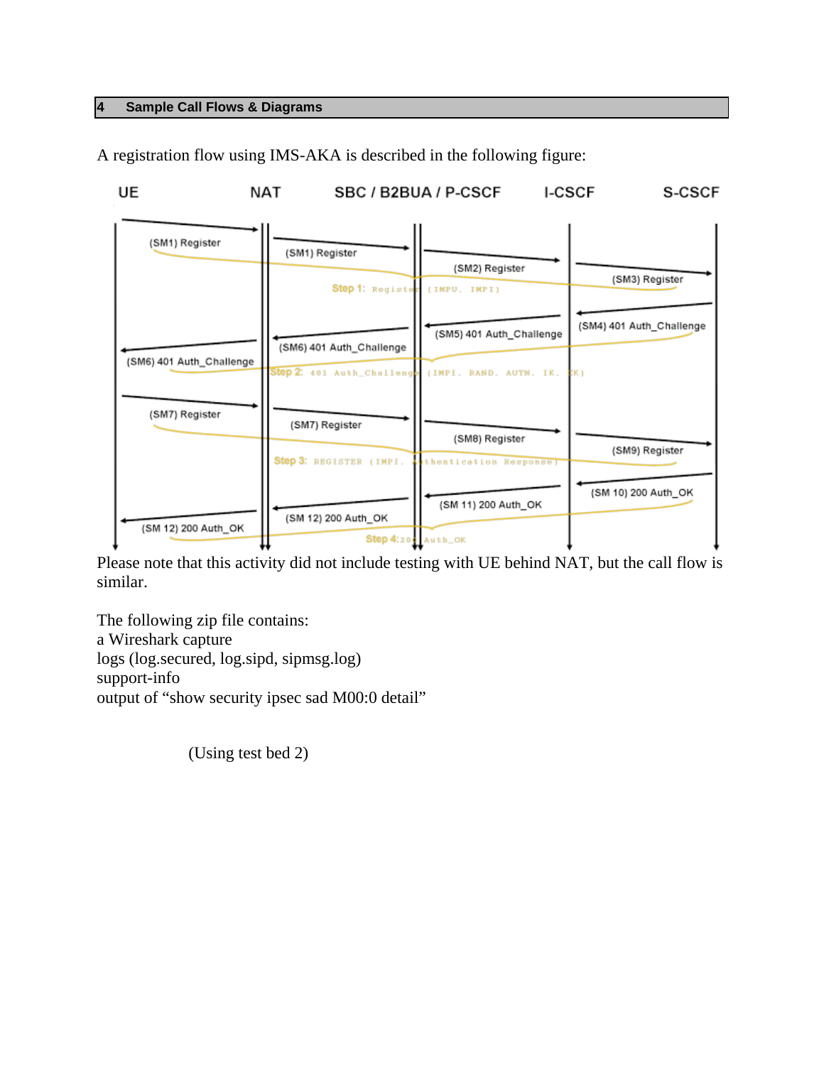## 4 Sample Call Flows & Diagrams

A registration flow using IMS-AKA is described in the following figure:

Please note that this activity did not include testing with UE behind NAT, but the call flow is similar.

The following zip file contains:
a Wireshark capture
logs (log.secured, log.sipd, sipmsg.log)
support-info
output of “show security ipsec sad M00:0 detail”

(Using test bed 2)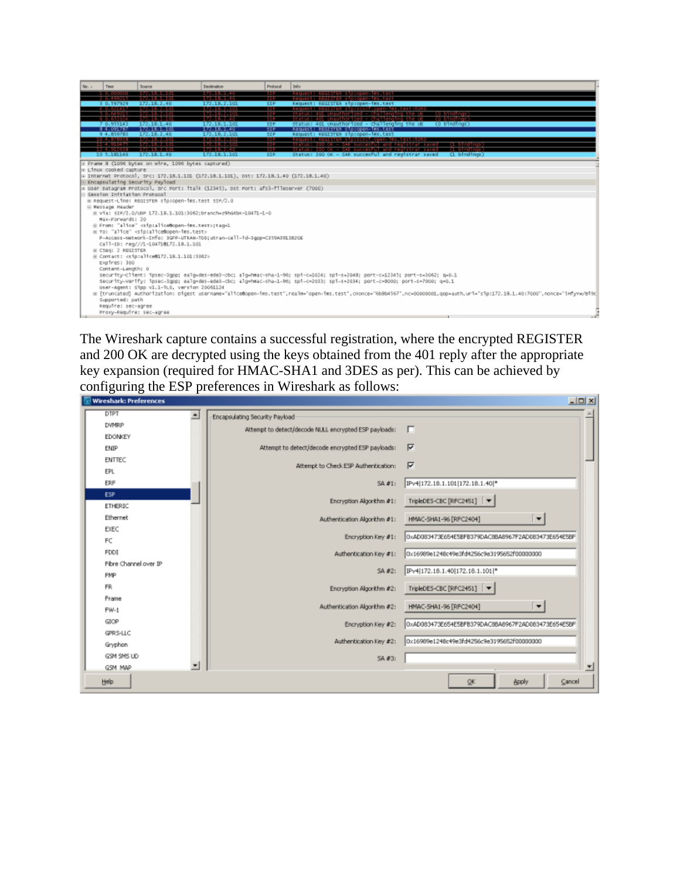The Wireshark capture contains a successful registration, where the encrypted REGISTER and 200 OK are decrypted using the keys obtained from the 401 reply after the appropriate key expansion (required for HMAC-SHA1 and 3DES as per). This can be achieved by configuring the ESP preferences in Wireshark as follows: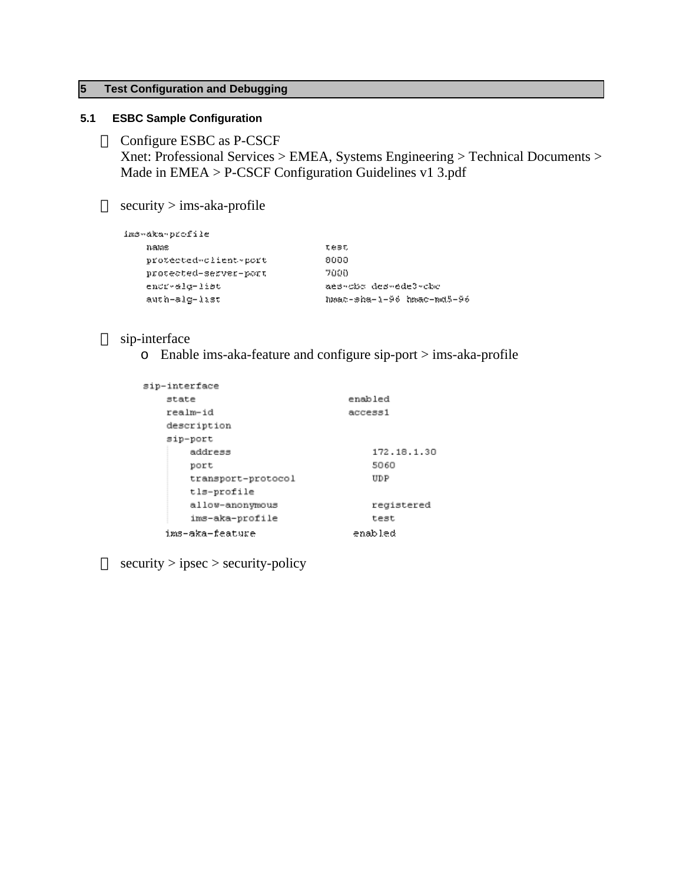# 5 Test Configuration and Debugging

## 5.1 ESBC Sample Configuration

- Configure ESBC as P-CSCF
  Xnet: Professional Services > EMEA, Systems Engineering > Technical Documents > Made in EMEA > P-CSCF Configuration Guidelines v1 3.pdf

- security > ims-aka-profile

```
ims-aka-profile
    name                          test
    protected-client-port         8000
    protected-server-port         7000
    encr-alg-list                 aes-cbc des-ede3-cbc
    auth-alg-list                 hmac-sha-1-96 hmac-md5-96
```

- sip-interface
  - Enable ims-aka-feature and configure sip-port > ims-aka-profile

```
sip-interface
    state                         enabled
    realm-id                      access1
    description
    sip-port
        address                       172.18.1.30
        port                          5060
        transport-protocol            UDP
        tls-profile
        allow-anonymous               registered
        ims-aka-profile               test
    ims-aka-feature               enabled
```

- security > ipsec > security-policy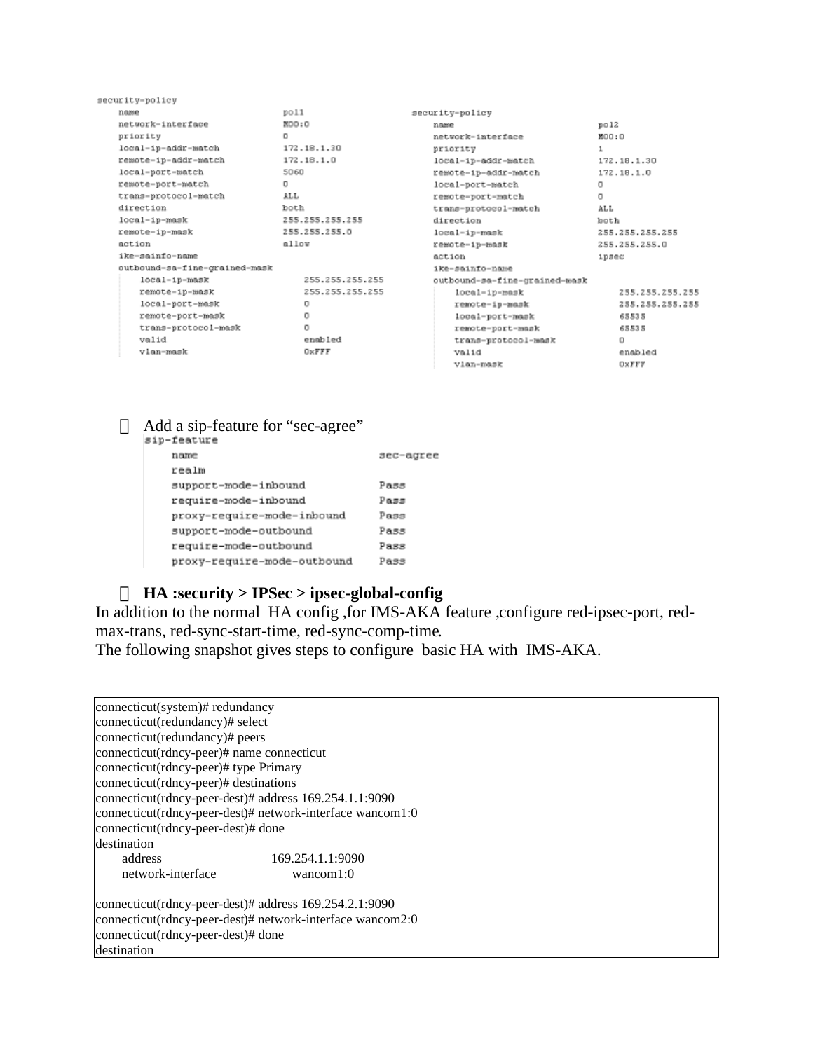```
security-policy
    name                            pol1
    network-interface               M00:0
    priority                        0
    local-ip-addr-match             172.18.1.30
    remote-ip-addr-match            172.18.1.0
    local-port-match                5060
    remote-port-match               0
    trans-protocol-match            ALL
    direction                       both
    local-ip-mask                   255.255.255.255
    remote-ip-mask                  255.255.255.0
    action                          allow
    ike-sainfo-name
    outbound-sa-fine-grained-mask
        local-ip-mask                   255.255.255.255
        remote-ip-mask                  255.255.255.255
        local-port-mask                 0
        remote-port-mask                0
        trans-protocol-mask             0
        valid                           enabled
        vlan-mask                       0xFFF
```

```
security-policy
    name                            pol2
    network-interface               M00:0
    priority                        1
    local-ip-addr-match             172.18.1.30
    remote-ip-addr-match            172.18.1.0
    local-port-match                0
    remote-port-match               0
    trans-protocol-match            ALL
    direction                       both
    local-ip-mask                   255.255.255.255
    remote-ip-mask                  255.255.255.0
    action                          ipsec
    ike-sainfo-name
    outbound-sa-fine-grained-mask
        local-ip-mask                   255.255.255.255
        remote-ip-mask                  255.255.255.255
        local-port-mask                 65535
        remote-port-mask                65535
        trans-protocol-mask             0
        valid                           enabled
        vlan-mask                       0xFFF
```

- Add a sip-feature for "sec-agree"

```
sip-feature
    name                            sec-agree
    realm
    support-mode-inbound            Pass
    require-mode-inbound            Pass
    proxy-require-mode-inbound      Pass
    support-mode-outbound           Pass
    require-mode-outbound           Pass
    proxy-require-mode-outbound     Pass
```

- **HA :security > IPSec > ipsec-global-config**

In addition to the normal HA config ,for IMS-AKA feature ,configure red-ipsec-port, red-max-trans, red-sync-start-time, red-sync-comp-time.

The following snapshot gives steps to configure basic HA with IMS-AKA.

```
connecticut(system)# redundancy
connecticut(redundancy)# select
connecticut(redundancy)# peers
connecticut(rdncy-peer)# name connecticut
connecticut(rdncy-peer)# type Primary
connecticut(rdncy-peer)# destinations
connecticut(rdncy-peer-dest)# address 169.254.1.1:9090
connecticut(rdncy-peer-dest)# network-interface wancom1:0
connecticut(rdncy-peer-dest)# done
destination
        address                 169.254.1.1:9090
        network-interface       wancom1:0

connecticut(rdncy-peer-dest)# address 169.254.2.1:9090
connecticut(rdncy-peer-dest)# network-interface wancom2:0
connecticut(rdncy-peer-dest)# done
destination
```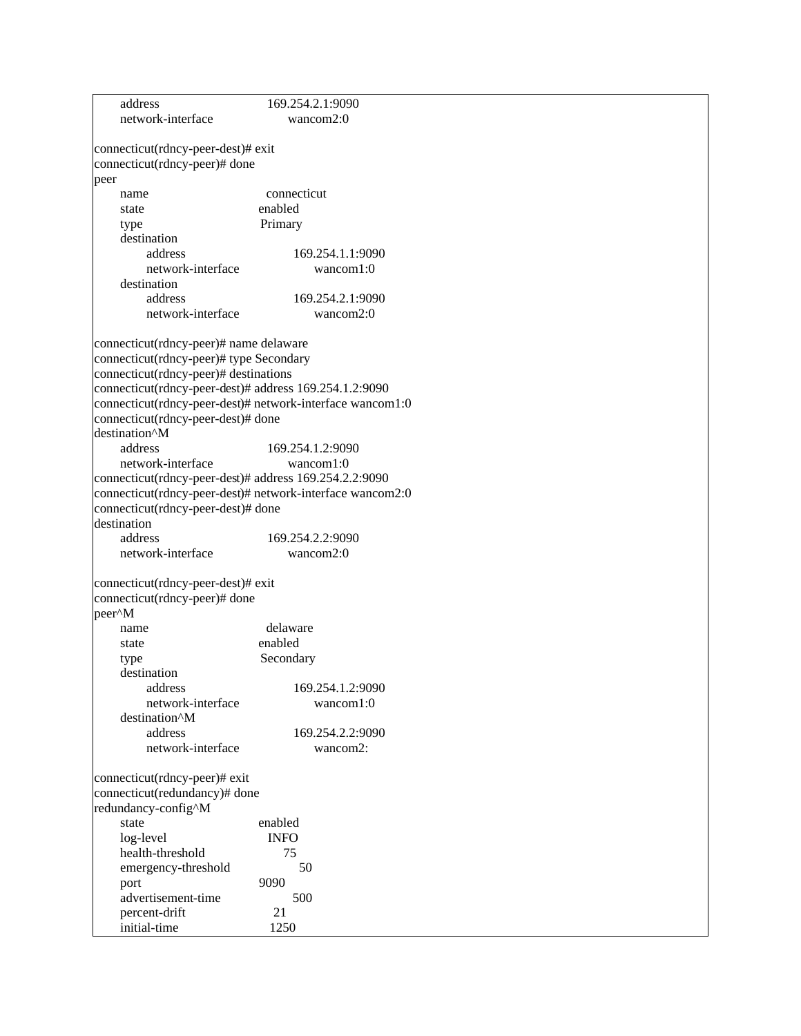```
      address                      169.254.2.1:9090
      network-interface                wancom2:0

connecticut(rdncy-peer-dest)# exit
connecticut(rdncy-peer)# done
peer
      name                          connecticut
      state                        enabled
      type                          Primary
      destination
            address                      169.254.1.1:9090
            network-interface                wancom1:0
      destination
            address                      169.254.2.1:9090
            network-interface                wancom2:0

connecticut(rdncy-peer)# name delaware
connecticut(rdncy-peer)# type Secondary
connecticut(rdncy-peer)# destinations
connecticut(rdncy-peer-dest)# address 169.254.1.2:9090
connecticut(rdncy-peer-dest)# network-interface wancom1:0
connecticut(rdncy-peer-dest)# done
destination^M
      address                      169.254.1.2:9090
      network-interface                wancom1:0
connecticut(rdncy-peer-dest)# address 169.254.2.2:9090
connecticut(rdncy-peer-dest)# network-interface wancom2:0
connecticut(rdncy-peer-dest)# done
destination
      address                      169.254.2.2:9090
      network-interface                wancom2:0

connecticut(rdncy-peer-dest)# exit
connecticut(rdncy-peer)# done
peer^M
      name                          delaware
      state                        enabled
      type                          Secondary
      destination
            address                      169.254.1.2:9090
            network-interface                wancom1:0
      destination^M
            address                      169.254.2.2:9090
            network-interface                wancom2:

connecticut(rdncy-peer)# exit
connecticut(redundancy)# done
redundancy-config^M
      state                        enabled
      log-level                    INFO
      health-threshold              75
      emergency-threshold              50
      port                         9090
      advertisement-time              500
      percent-drift                 21
      initial-time                  1250
```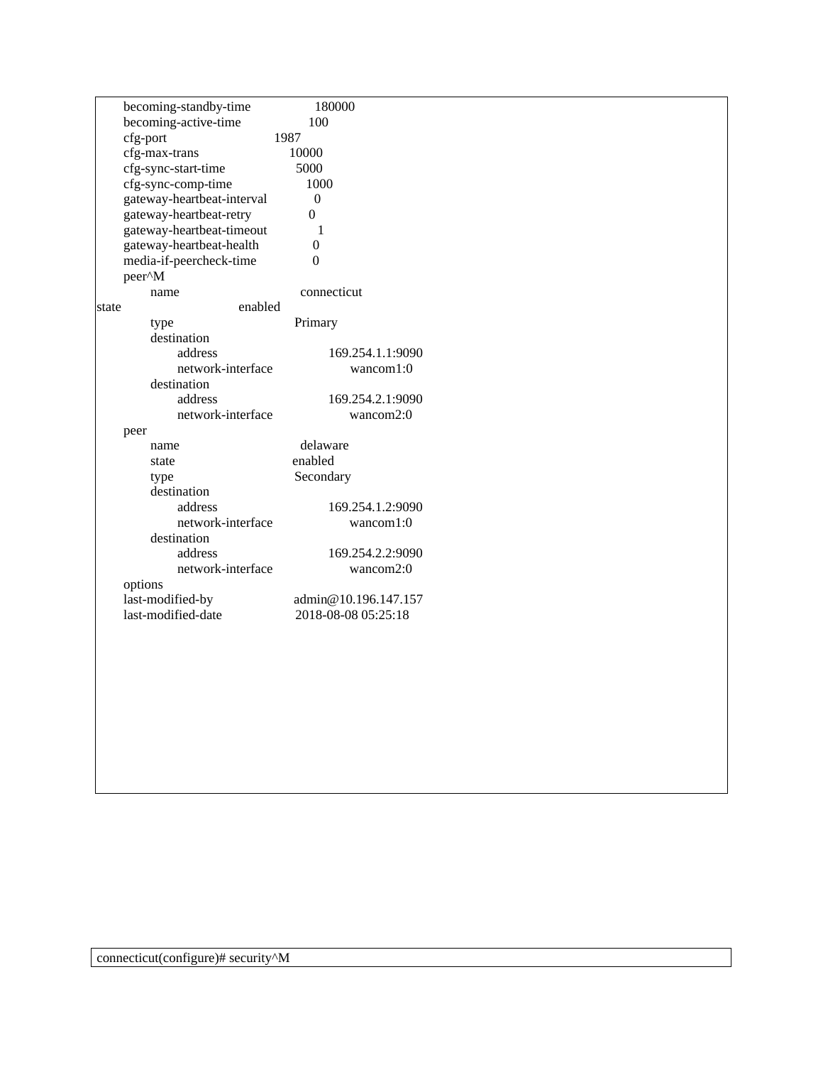```
        becoming-standby-time                180000
        becoming-active-time                 100
        cfg-port                         1987
        cfg-max-trans                        10000
        cfg-sync-start-time                  5000
        cfg-sync-comp-time                   1000
        gateway-heartbeat-interval           0
        gateway-heartbeat-retry              0
        gateway-heartbeat-timeout            1
        gateway-heartbeat-health             0
        media-if-peercheck-time              0
        peer^M
            name                             connecticut
state                               enabled
            type                             Primary
            destination
                address                          169.254.1.1:9090
                network-interface                    wancom1:0
            destination
                address                          169.254.2.1:9090
                network-interface                    wancom2:0
        peer
            name                             delaware
            state                            enabled
            type                             Secondary
            destination
                address                          169.254.1.2:9090
                network-interface                    wancom1:0
            destination
                address                          169.254.2.2:9090
                network-interface                    wancom2:0
        options
        last-modified-by                     admin@10.196.147.157
        last-modified-date                   2018-08-08 05:25:18
```

```
connecticut(configure)# security^M
```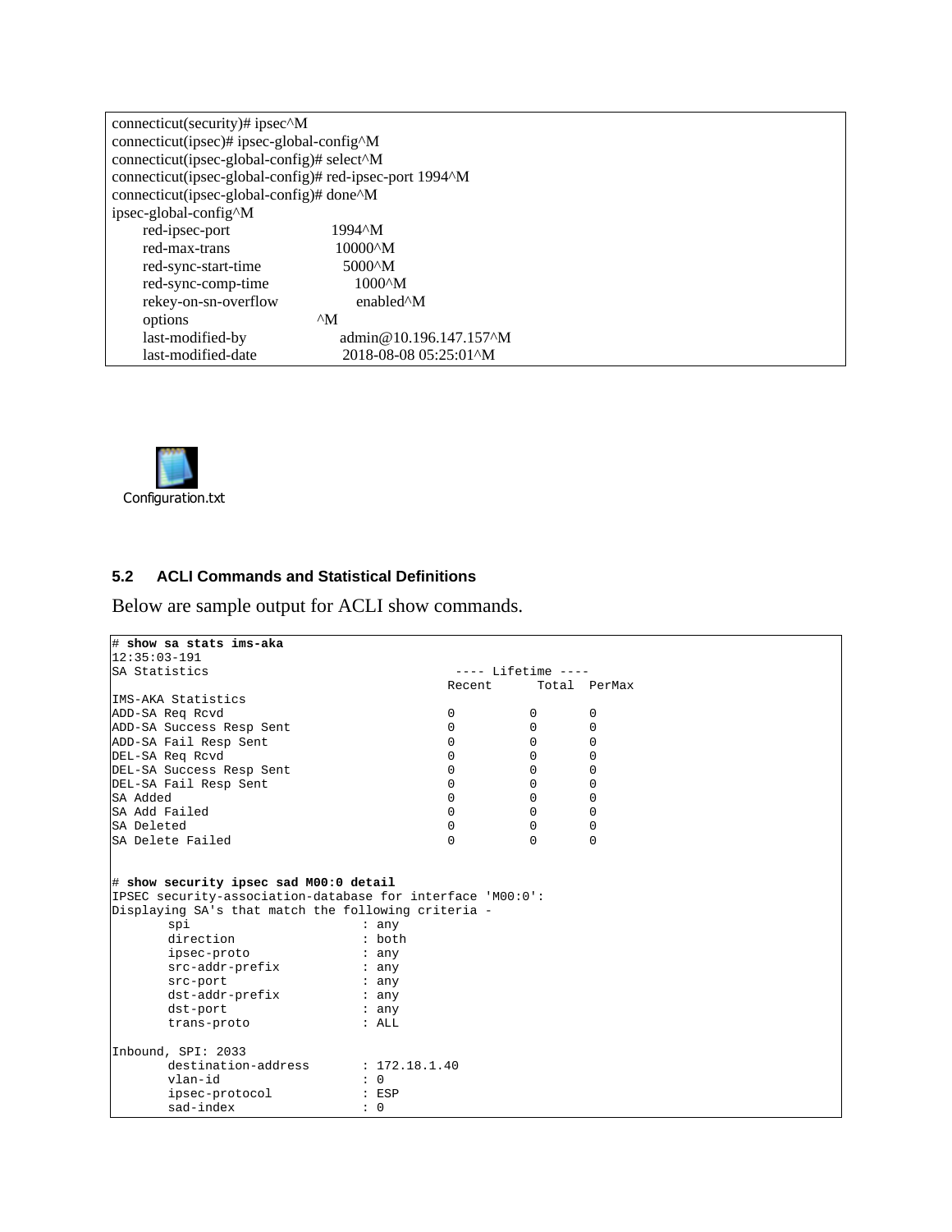```
connecticut(security)# ipsec^M
connecticut(ipsec)# ipsec-global-config^M
connecticut(ipsec-global-config)# select^M
connecticut(ipsec-global-config)# red-ipsec-port 1994^M
connecticut(ipsec-global-config)# done^M
ipsec-global-config^M
      red-ipsec-port                1994^M
      red-max-trans                 10000^M
      red-sync-start-time           5000^M
      red-sync-comp-time            1000^M
      rekey-on-sn-overflow          enabled^M
      options                  ^M
      last-modified-by              admin@10.196.147.157^M
      last-modified-date            2018-08-08 05:25:01^M
```

Configuration.txt

## 5.2 ACLI Commands and Statistical Definitions

Below are sample output for ACLI show commands.

```
# show sa stats ims-aka
12:35:03-191
SA Statistics                                    ---- Lifetime ----
                                         Recent      Total  PerMax
IMS-AKA Statistics
ADD-SA Req Rcvd                          0           0       0
ADD-SA Success Resp Sent                 0           0       0
ADD-SA Fail Resp Sent                    0           0       0
DEL-SA Req Rcvd                          0           0       0
DEL-SA Success Resp Sent                 0           0       0
DEL-SA Fail Resp Sent                    0           0       0
SA Added                                 0           0       0
SA Add Failed                            0           0       0
SA Deleted                               0           0       0
SA Delete Failed                         0           0       0


# show security ipsec sad M00:0 detail
IPSEC security-association-database for interface 'M00:0':
Displaying SA's that match the following criteria -
        spi                     : any
        direction               : both
        ipsec-proto             : any
        src-addr-prefix         : any
        src-port                : any
        dst-addr-prefix         : any
        dst-port                : any
        trans-proto             : ALL

Inbound, SPI: 2033
        destination-address     : 172.18.1.40
        vlan-id                 : 0
        ipsec-protocol          : ESP
        sad-index               : 0
```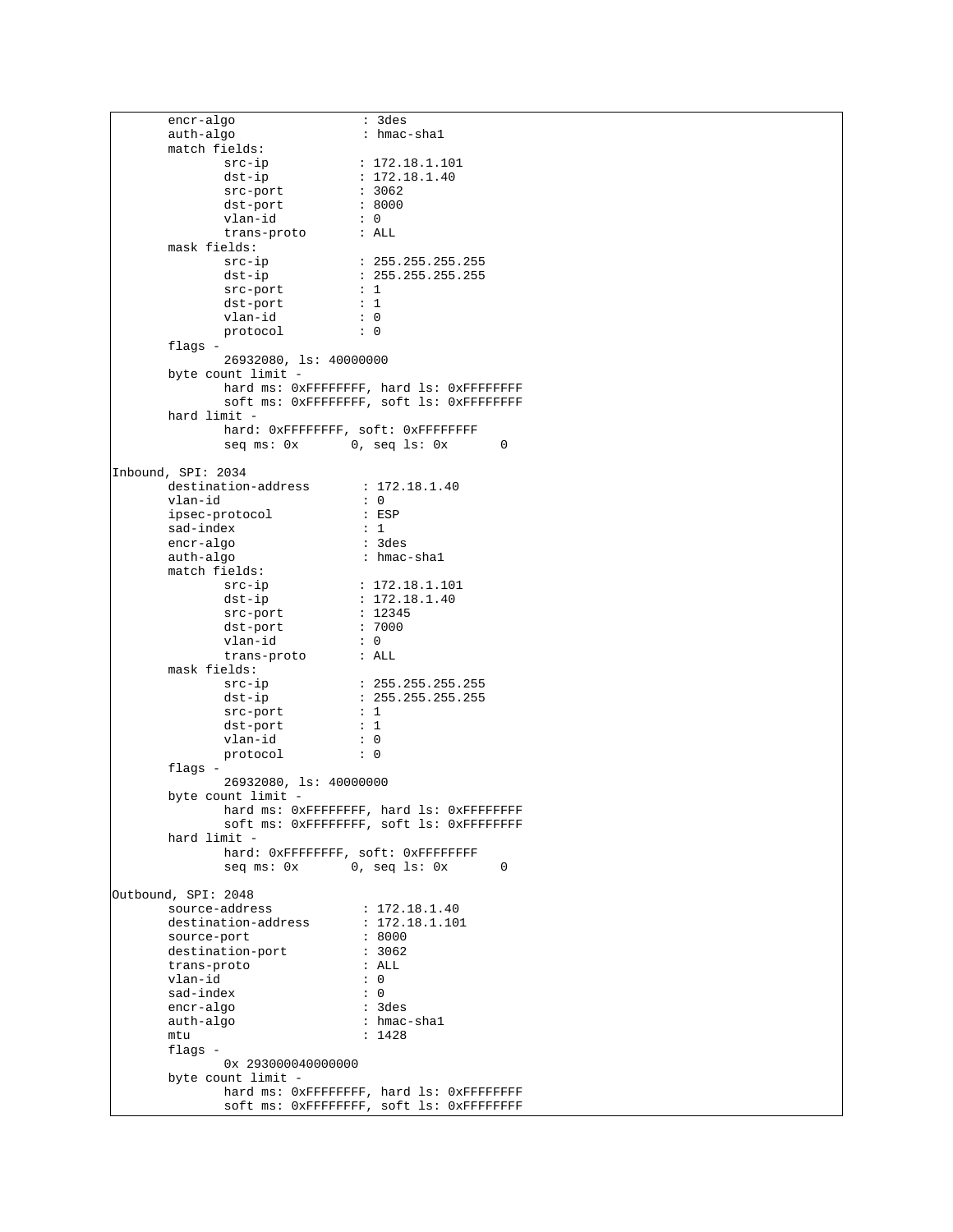```
        encr-algo                 : 3des
        auth-algo                 : hmac-sha1
        match fields:
                src-ip            : 172.18.1.101
                dst-ip            : 172.18.1.40
                src-port          : 3062
                dst-port          : 8000
                vlan-id           : 0
                trans-proto       : ALL
        mask fields:
                src-ip            : 255.255.255.255
                dst-ip            : 255.255.255.255
                src-port          : 1
                dst-port          : 1
                vlan-id           : 0
                protocol          : 0
        flags -
                26932080, ls: 40000000
        byte count limit -
                hard ms: 0xFFFFFFFF, hard ls: 0xFFFFFFFF
                soft ms: 0xFFFFFFFF, soft ls: 0xFFFFFFFF
        hard limit -
                hard: 0xFFFFFFFF, soft: 0xFFFFFFFF
                seq ms: 0x       0, seq ls: 0x       0

Inbound, SPI: 2034
        destination-address       : 172.18.1.40
        vlan-id                   : 0
        ipsec-protocol            : ESP
        sad-index                 : 1
        encr-algo                 : 3des
        auth-algo                 : hmac-sha1
        match fields:
                src-ip            : 172.18.1.101
                dst-ip            : 172.18.1.40
                src-port          : 12345
                dst-port          : 7000
                vlan-id           : 0
                trans-proto       : ALL
        mask fields:
                src-ip            : 255.255.255.255
                dst-ip            : 255.255.255.255
                src-port          : 1
                dst-port          : 1
                vlan-id           : 0
                protocol          : 0
        flags -
                26932080, ls: 40000000
        byte count limit -
                hard ms: 0xFFFFFFFF, hard ls: 0xFFFFFFFF
                soft ms: 0xFFFFFFFF, soft ls: 0xFFFFFFFF
        hard limit -
                hard: 0xFFFFFFFF, soft: 0xFFFFFFFF
                seq ms: 0x       0, seq ls: 0x       0

Outbound, SPI: 2048
        source-address            : 172.18.1.40
        destination-address       : 172.18.1.101
        source-port               : 8000
        destination-port          : 3062
        trans-proto               : ALL
        vlan-id                   : 0
        sad-index                 : 0
        encr-algo                 : 3des
        auth-algo                 : hmac-sha1
        mtu                       : 1428
        flags -
                0x 293000040000000
        byte count limit -
                hard ms: 0xFFFFFFFF, hard ls: 0xFFFFFFFF
                soft ms: 0xFFFFFFFF, soft ls: 0xFFFFFFFF
```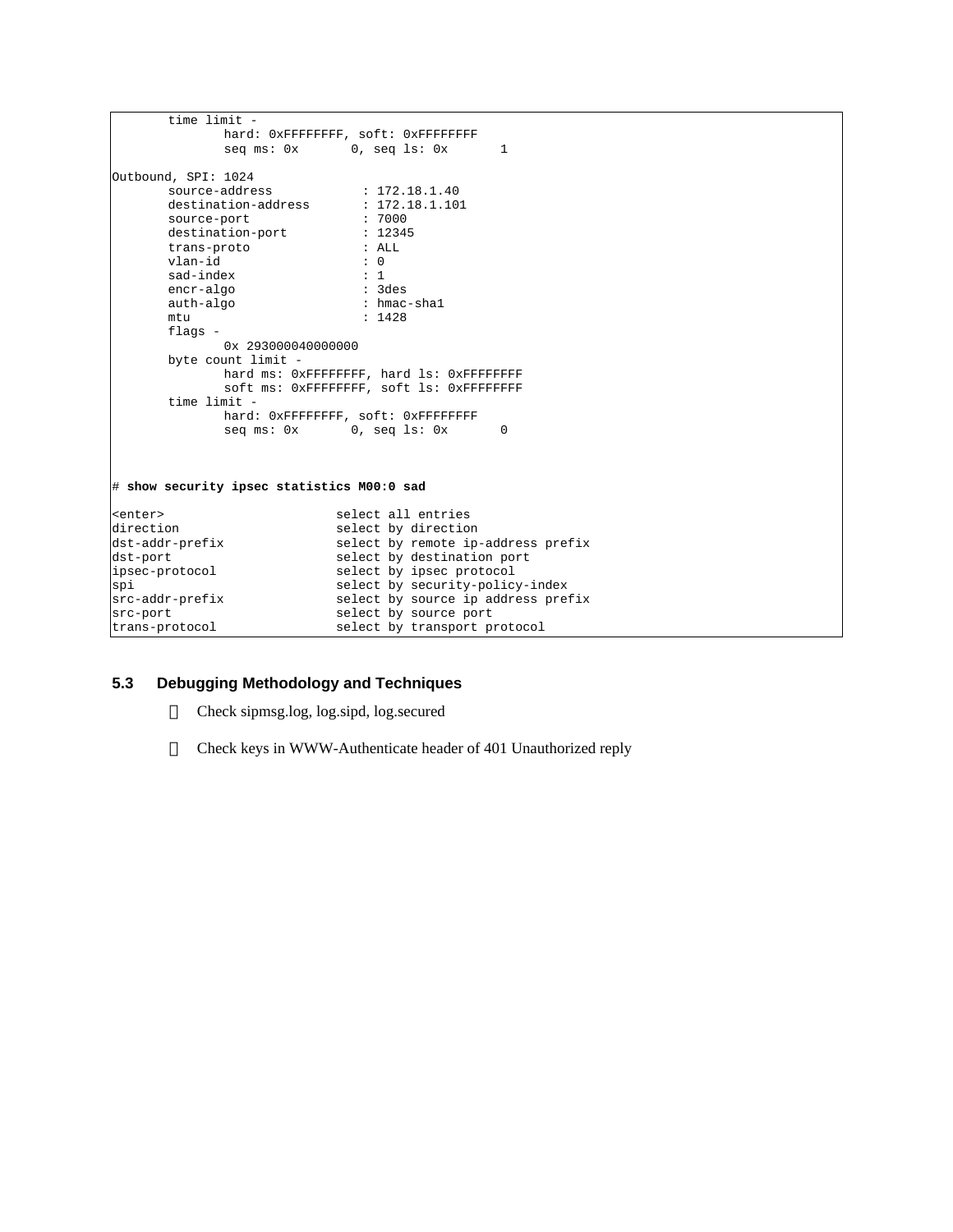```
        time limit -
                hard: 0xFFFFFFFF, soft: 0xFFFFFFFF
                seq ms: 0x       0, seq ls: 0x       1

Outbound, SPI: 1024
        source-address            : 172.18.1.40
        destination-address       : 172.18.1.101
        source-port               : 7000
        destination-port          : 12345
        trans-proto               : ALL
        vlan-id                   : 0
        sad-index                 : 1
        encr-algo                 : 3des
        auth-algo                 : hmac-sha1
        mtu                       : 1428
        flags -
                0x 293000040000000
        byte count limit -
                hard ms: 0xFFFFFFFF, hard ls: 0xFFFFFFFF
                soft ms: 0xFFFFFFFF, soft ls: 0xFFFFFFFF
        time limit -
                hard: 0xFFFFFFFF, soft: 0xFFFFFFFF
                seq ms: 0x       0, seq ls: 0x       0



# show security ipsec statistics M00:0 sad

<enter>                       select all entries
direction                     select by direction
dst-addr-prefix               select by remote ip-address prefix
dst-port                      select by destination port
ipsec-protocol                select by ipsec protocol
spi                           select by security-policy-index
src-addr-prefix               select by source ip address prefix
src-port                      select by source port
trans-protocol                select by transport protocol
```

### 5.3 Debugging Methodology and Techniques

- Check sipmsg.log, log.sipd, log.secured
- Check keys in WWW-Authenticate header of 401 Unauthorized reply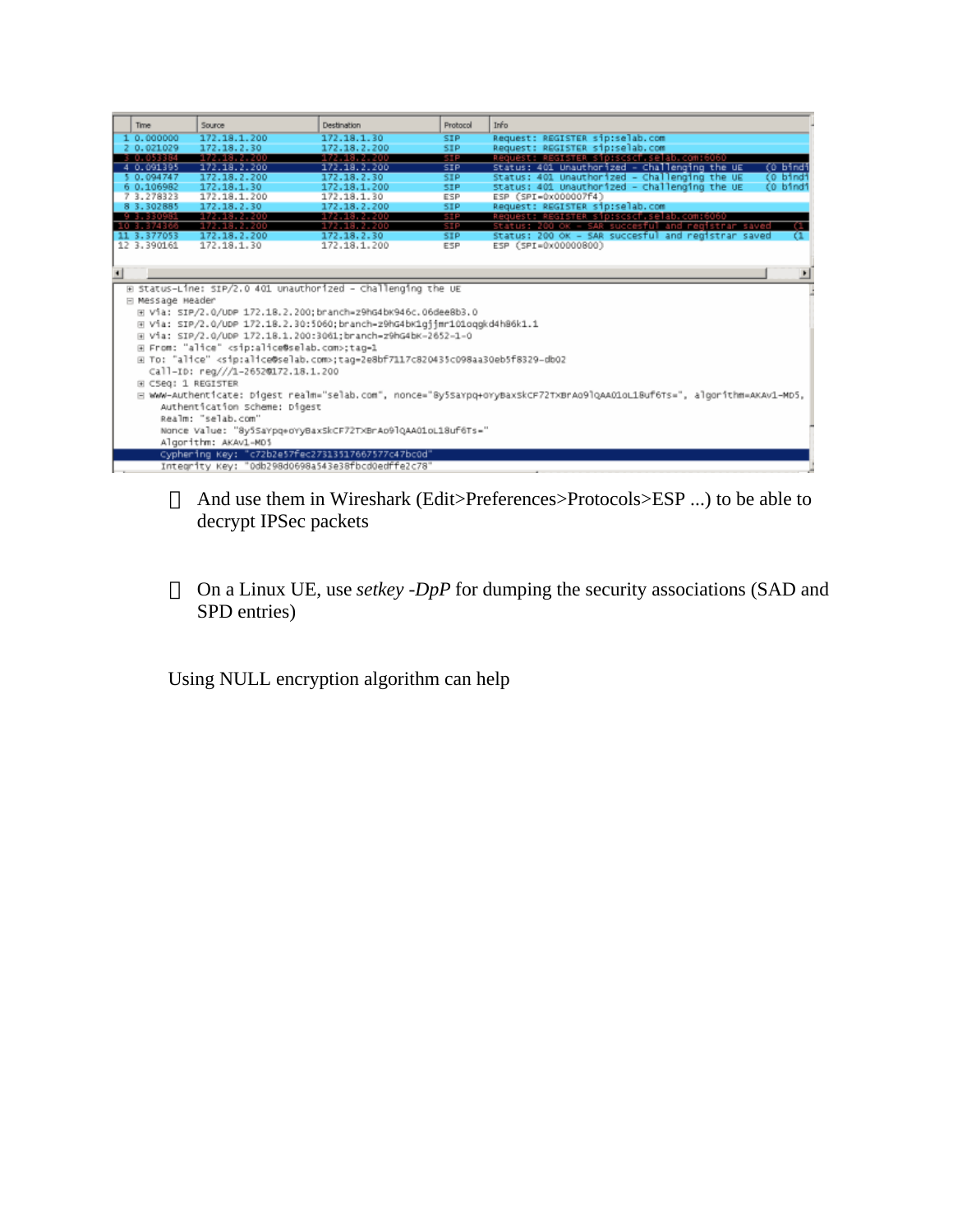| No. | Time | Source | Destination | Protocol | Info |
|---|---|---|---|---|---|
| 1 | 0.000000 | 172.18.1.200 | 172.18.1.30 | SIP | Request: REGISTER sip:selab.com |
| 2 | 0.021029 | 172.18.2.30 | 172.18.2.200 | SIP | Request: REGISTER sip:selab.com |
| 3 | 0.053384 | 172.18.2.200 | 172.18.2.200 | SIP | Request: REGISTER sip:scscf.selab.com:6060 |
| 4 | 0.091395 | 172.18.2.200 | 172.18.2.200 | SIP | Status: 401 Unauthorized - Challenging the UE (0 bindi |
| 5 | 0.094747 | 172.18.2.200 | 172.18.2.30 | SIP | Status: 401 Unauthorized - Challenging the UE (0 bindi |
| 6 | 0.106982 | 172.18.1.30 | 172.18.1.200 | SIP | Status: 401 Unauthorized - Challenging the UE (0 bindi |
| 7 | 3.278323 | 172.18.1.200 | 172.18.1.30 | ESP | ESP (SPI=0x000007f4) |
| 8 | 3.302885 | 172.18.2.30 | 172.18.2.200 | SIP | Request: REGISTER sip:selab.com |
| 9 | 3.330981 | 172.18.2.200 | 172.18.2.200 | SIP | Request: REGISTER sip:scscf.selab.com:6060 |
| 10 | 3.374366 | 172.18.2.200 | 172.18.2.200 | SIP | Status: 200 OK - SAR succesful and registrar saved (1 |
| 11 | 3.377053 | 172.18.2.200 | 172.18.2.30 | SIP | Status: 200 OK - SAR succesful and registrar saved (1 |
| 12 | 3.390161 | 172.18.1.30 | 172.18.1.200 | ESP | ESP (SPI=0x00000800) |

```
⊞ Status-Line: SIP/2.0 401 Unauthorized - Challenging the UE
⊟ Message Header
  ⊞ Via: SIP/2.0/UDP 172.18.2.200;branch=z9hG4bK946c.06dee8b3.0
  ⊞ Via: SIP/2.0/UDP 172.18.2.30:5060;branch=z9hG4bK1gjjmr101oqgkd4h86k1.1
  ⊞ Via: SIP/2.0/UDP 172.18.1.200:3061;branch=z9hG4bK-2652-1-0
  ⊞ From: "alice" <sip:alice@selab.com>;tag=1
  ⊞ To: "alice" <sip:alice@selab.com>;tag=2e8bf7117c820435c098aa30eb5f8329-db02
    Call-ID: reg///1-2652@172.18.1.200
  ⊞ CSeq: 1 REGISTER
  ⊟ WWW-Authenticate: Digest realm="selab.com", nonce="8y5SaYpq+oYyBaxSkCF72TxBrAo9lQAA01oL18uf6Ts=", algorithm=AKAv1-MD5,
      Authentication Scheme: Digest
      Realm: "selab.com"
      Nonce Value: "8y5SaYpq+oYyBaxSkCF72TxBrAo9lQAA01oL18uf6Ts="
      Algorithm: AKAv1-MD5
      Cyphering Key: "c72b2e57fec27313517667577c47bc0d"
      Integrity Key: "0db298d0698a543e38fbcd0edffe2c78"
```

- And use them in Wireshark (Edit>Preferences>Protocols>ESP ...) to be able to decrypt IPSec packets

- On a Linux UE, use *setkey -DpP* for dumping the security associations (SAD and SPD entries)

Using NULL encryption algorithm can help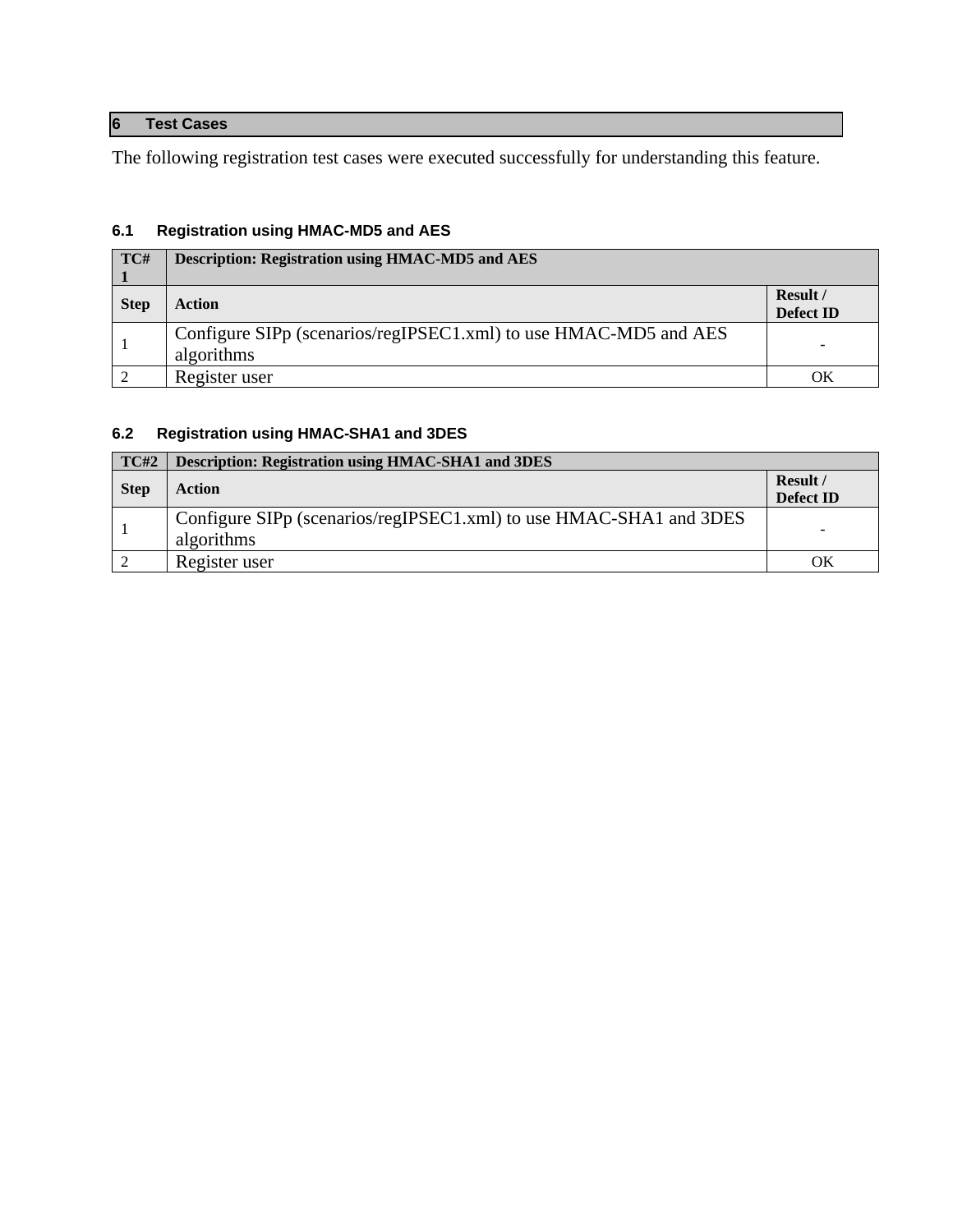# 6 Test Cases

The following registration test cases were executed successfully for understanding this feature.

## 6.1 Registration using HMAC-MD5 and AES

| TC# 1 | Description: Registration using HMAC-MD5 and AES | |
| --- | --- | --- |
| **Step** | **Action** | **Result / Defect ID** |
| 1 | Configure SIPp (scenarios/regIPSEC1.xml) to use HMAC-MD5 and AES algorithms | - |
| 2 | Register user | OK |

## 6.2 Registration using HMAC-SHA1 and 3DES

| TC#2 | Description: Registration using HMAC-SHA1 and 3DES | |
| --- | --- | --- |
| **Step** | **Action** | **Result / Defect ID** |
| 1 | Configure SIPp (scenarios/regIPSEC1.xml) to use HMAC-SHA1 and 3DES algorithms | - |
| 2 | Register user | OK |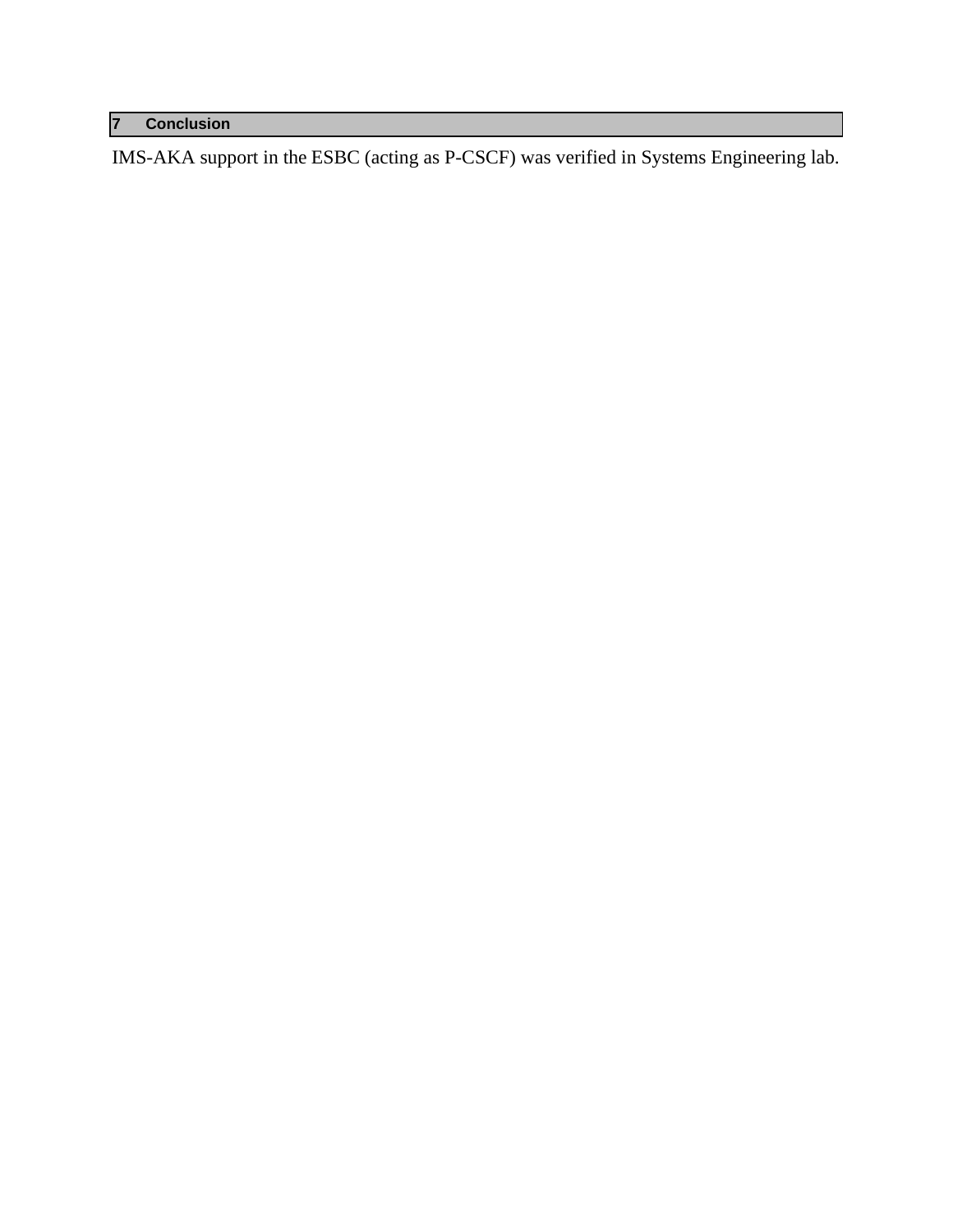# 7 Conclusion

IMS-AKA support in the ESBC (acting as P-CSCF) was verified in Systems Engineering lab.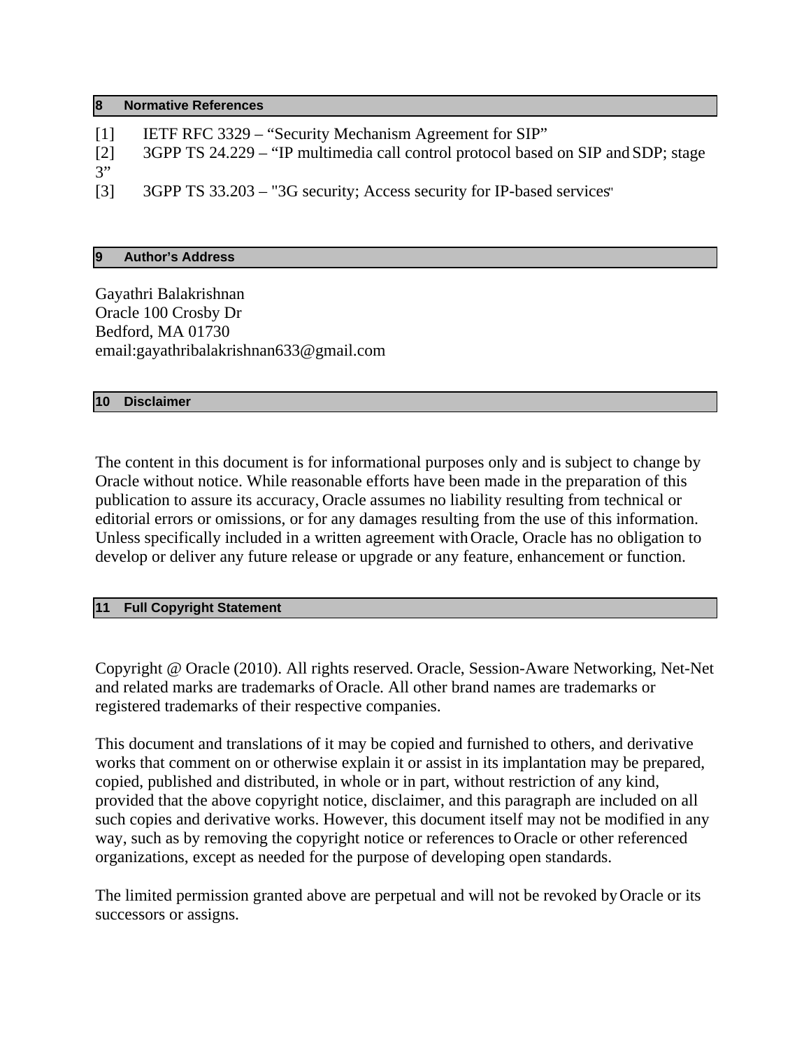## 8 Normative References

[1] IETF RFC 3329 – “Security Mechanism Agreement for SIP”
[2] 3GPP TS 24.229 – “IP multimedia call control protocol based on SIP and SDP; stage 3”
[3] 3GPP TS 33.203 – "3G security; Access security for IP-based services"

## 9 Author’s Address

Gayathri Balakrishnan
Oracle 100 Crosby Dr
Bedford, MA 01730
email:gayathribalakrishnan633@gmail.com

## 10 Disclaimer

The content in this document is for informational purposes only and is subject to change by Oracle without notice. While reasonable efforts have been made in the preparation of this publication to assure its accuracy, Oracle assumes no liability resulting from technical or editorial errors or omissions, or for any damages resulting from the use of this information. Unless specifically included in a written agreement with Oracle, Oracle has no obligation to develop or deliver any future release or upgrade or any feature, enhancement or function.

## 11 Full Copyright Statement

Copyright @ Oracle (2010). All rights reserved. Oracle, Session-Aware Networking, Net-Net and related marks are trademarks of Oracle. All other brand names are trademarks or registered trademarks of their respective companies.

This document and translations of it may be copied and furnished to others, and derivative works that comment on or otherwise explain it or assist in its implantation may be prepared, copied, published and distributed, in whole or in part, without restriction of any kind, provided that the above copyright notice, disclaimer, and this paragraph are included on all such copies and derivative works. However, this document itself may not be modified in any way, such as by removing the copyright notice or references to Oracle or other referenced organizations, except as needed for the purpose of developing open standards.

The limited permission granted above are perpetual and will not be revoked by Oracle or its successors or assigns.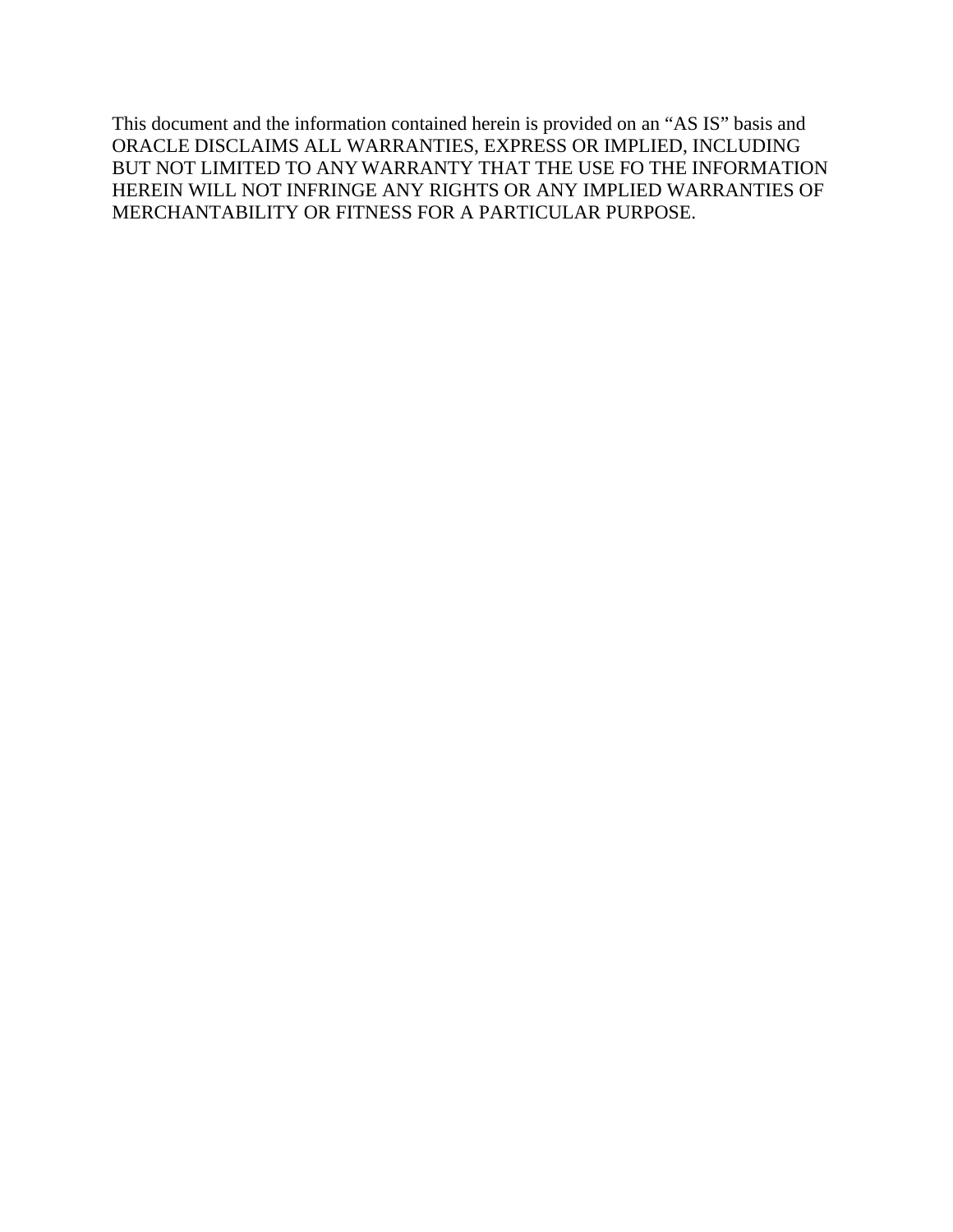This document and the information contained herein is provided on an "AS IS" basis and ORACLE DISCLAIMS ALL WARRANTIES, EXPRESS OR IMPLIED, INCLUDING BUT NOT LIMITED TO ANY WARRANTY THAT THE USE FO THE INFORMATION HEREIN WILL NOT INFRINGE ANY RIGHTS OR ANY IMPLIED WARRANTIES OF MERCHANTABILITY OR FITNESS FOR A PARTICULAR PURPOSE.